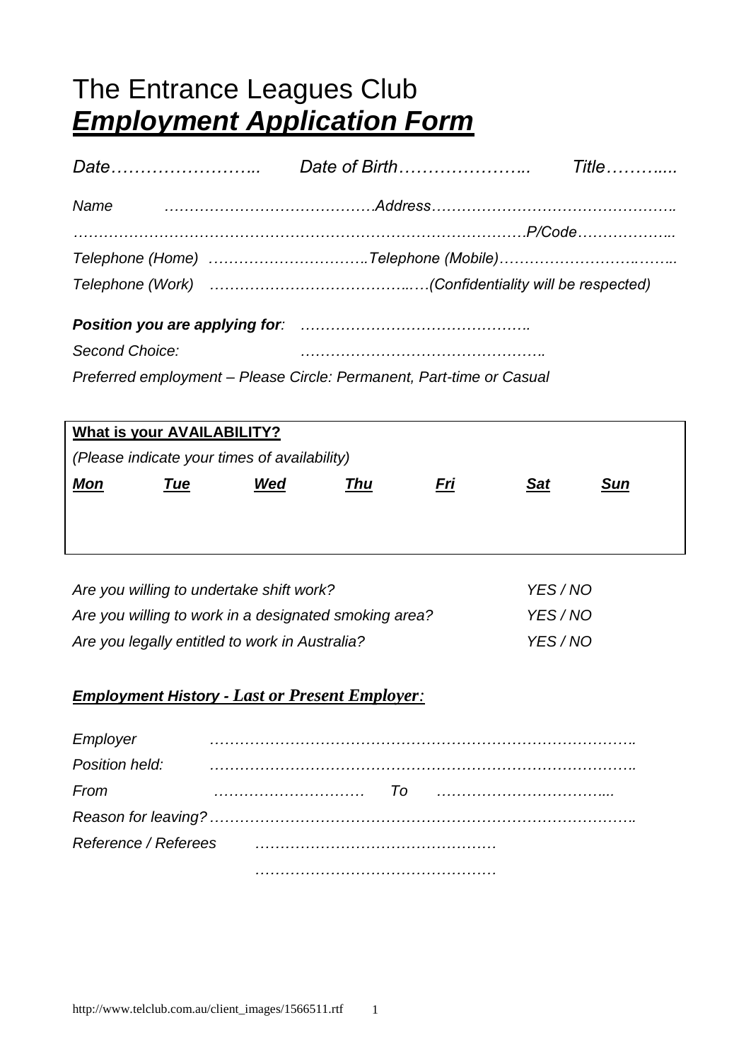# The Entrance Leagues Club
# ***Employment Application Form***

*Date……………………..* *Date of Birth…………………..* *Title………....*

*Name* *…………………………………….Address………………………………………….*

*…………………………………………………………………………….P/Code………………...*

*Telephone (Home)* *…………………………..Telephone (Mobile)…………………………...*

*Telephone (Work)* *………………………………..…(Confidentiality will be respected)*

***Position you are applying for**:* *……………………………………….*

*Second Choice:* *………………………………………….*

*Preferred employment – Please Circle: Permanent, Part-time or Casual*

| **What is your AVAILABILITY?** | | | | | | |
|---|---|---|---|---|---|---|
| *(Please indicate your times of availability)* | | | | | | |
| ***Mon*** | ***Tue*** | ***Wed*** | ***Thu*** | ***Fri*** | ***Sat*** | ***Sun*** |
| | | | | | | |

*Are you willing to undertake shift work?* *YES / NO*

*Are you willing to work in a designated smoking area?* *YES / NO*

*Are you legally entitled to work in Australia?* *YES / NO*

***Employment History - Last or Present Employer:***

*Employer* *……………………………………………………………………………*

*Position held:* *……………………………………………………………………………*

*From* *…………………………* *To* *……………………………....*

*Reason for leaving?……………………………………………………………………………*

*Reference / Referees* *………………………………………*

*………………………………………*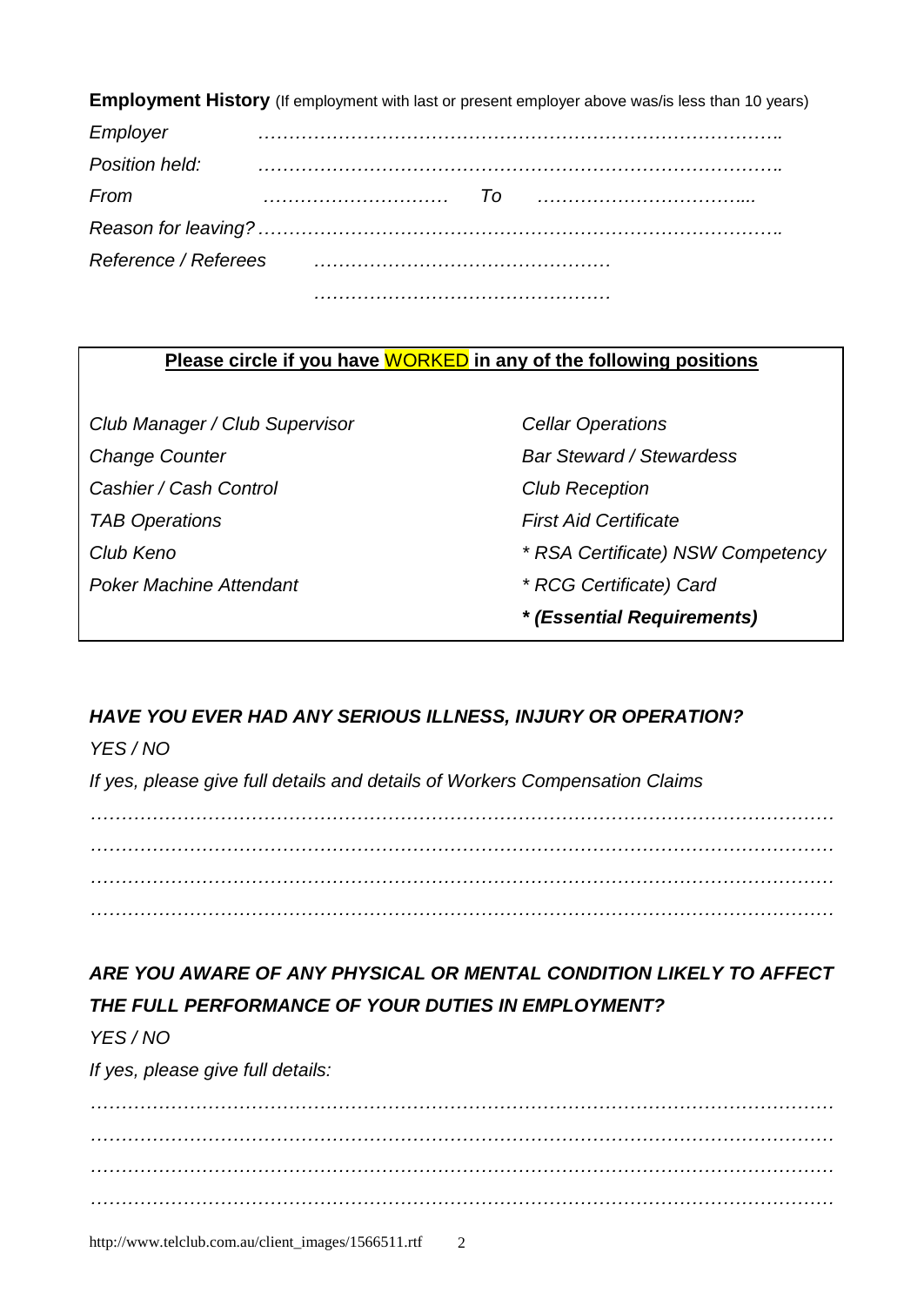**Employment History** (If employment with last or present employer above was/is less than 10 years)

*Employer* ………………………………………………………………………….

*Position held:* ………………………………………………………………………….

*From* ………………………… *To* ……………………………....

*Reason for leaving?* ………………………………………………………………………….

*Reference / Referees* …………………………………………

…………………………………………

**Please circle if you have WORKED in any of the following positions**

| | |
|---|---|
| *Club Manager / Club Supervisor* | *Cellar Operations* |
| *Change Counter* | *Bar Steward / Stewardess* |
| *Cashier / Cash Control* | *Club Reception* |
| *TAB Operations* | *First Aid Certificate* |
| *Club Keno* | *\* RSA Certificate) NSW Competency* |
| *Poker Machine Attendant* | *\* RCG Certificate) Card* |
| | ***\* (Essential Requirements)*** |

***HAVE YOU EVER HAD ANY SERIOUS ILLNESS, INJURY OR OPERATION?***

*YES / NO*

*If yes, please give full details and details of Workers Compensation Claims*

……………………………………………………………………………………………………

……………………………………………………………………………………………………

……………………………………………………………………………………………………

……………………………………………………………………………………………………

***ARE YOU AWARE OF ANY PHYSICAL OR MENTAL CONDITION LIKELY TO AFFECT THE FULL PERFORMANCE OF YOUR DUTIES IN EMPLOYMENT?***

*YES / NO*

*If yes, please give full details:*

……………………………………………………………………………………………………

……………………………………………………………………………………………………

……………………………………………………………………………………………………

……………………………………………………………………………………………………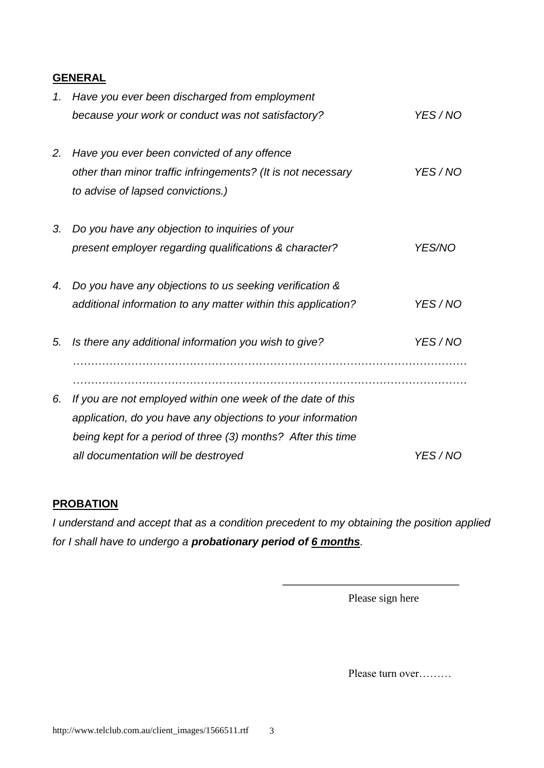## GENERAL

1. *Have you ever been discharged from employment because your work or conduct was not satisfactory?* *YES / NO*

2. *Have you ever been convicted of any offence other than minor traffic infringements? (It is not necessary to advise of lapsed convictions.)* *YES / NO*

3. *Do you have any objection to inquiries of your present employer regarding qualifications & character?* *YES/NO*

4. *Do you have any objections to us seeking verification & additional information to any matter within this application?* *YES / NO*

5. *Is there any additional information you wish to give?* *YES / NO*

   *…………………………………………………………………………………………*

   *…………………………………………………………………………………………*

6. *If you are not employed within one week of the date of this application, do you have any objections to your information being kept for a period of three (3) months? After this time all documentation will be destroyed* *YES / NO*

## PROBATION

*I understand and accept that as a condition precedent to my obtaining the position applied for I shall have to undergo a* ***probationary period of 6 months****.*

______________________________

Please sign here

Please turn over………

http://www.telclub.com.au/client_images/1566511.rtf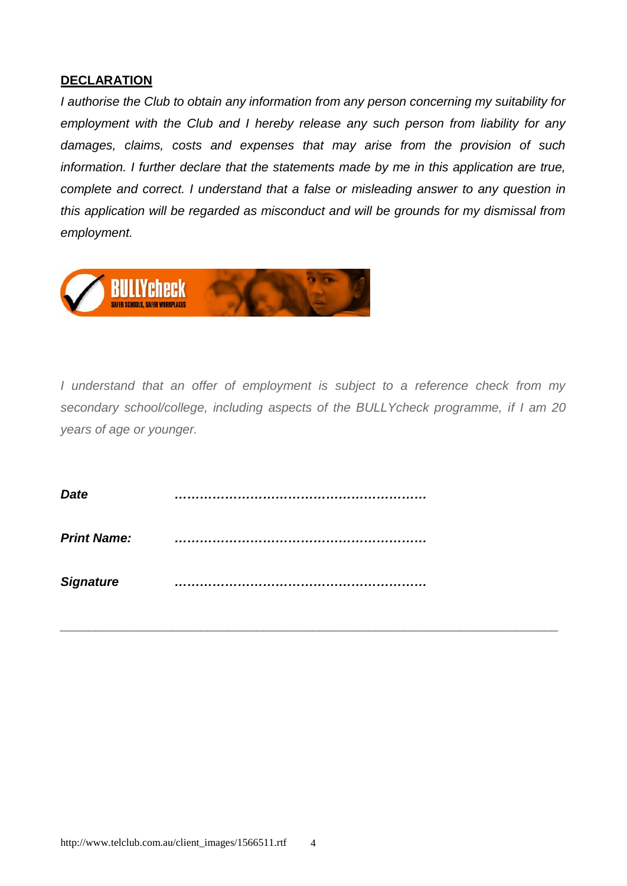## DECLARATION

*I authorise the Club to obtain any information from any person concerning my suitability for employment with the Club and I hereby release any such person from liability for any damages, claims, costs and expenses that may arise from the provision of such information. I further declare that the statements made by me in this application are true, complete and correct. I understand that a false or misleading answer to any question in this application will be regarded as misconduct and will be grounds for my dismissal from employment.*

BULLYcheck
SAFER SCHOOLS, SAFER WORKPLACES

*I understand that an offer of employment is subject to a reference check from my secondary school/college, including aspects of the BULLYcheck programme, if I am 20 years of age or younger.*

***Date*** ……………………………………………………

***Print Name:*** ……………………………………………………

***Signature*** ……………………………………………………

---

http://www.telclub.com.au/client_images/1566511.rtf